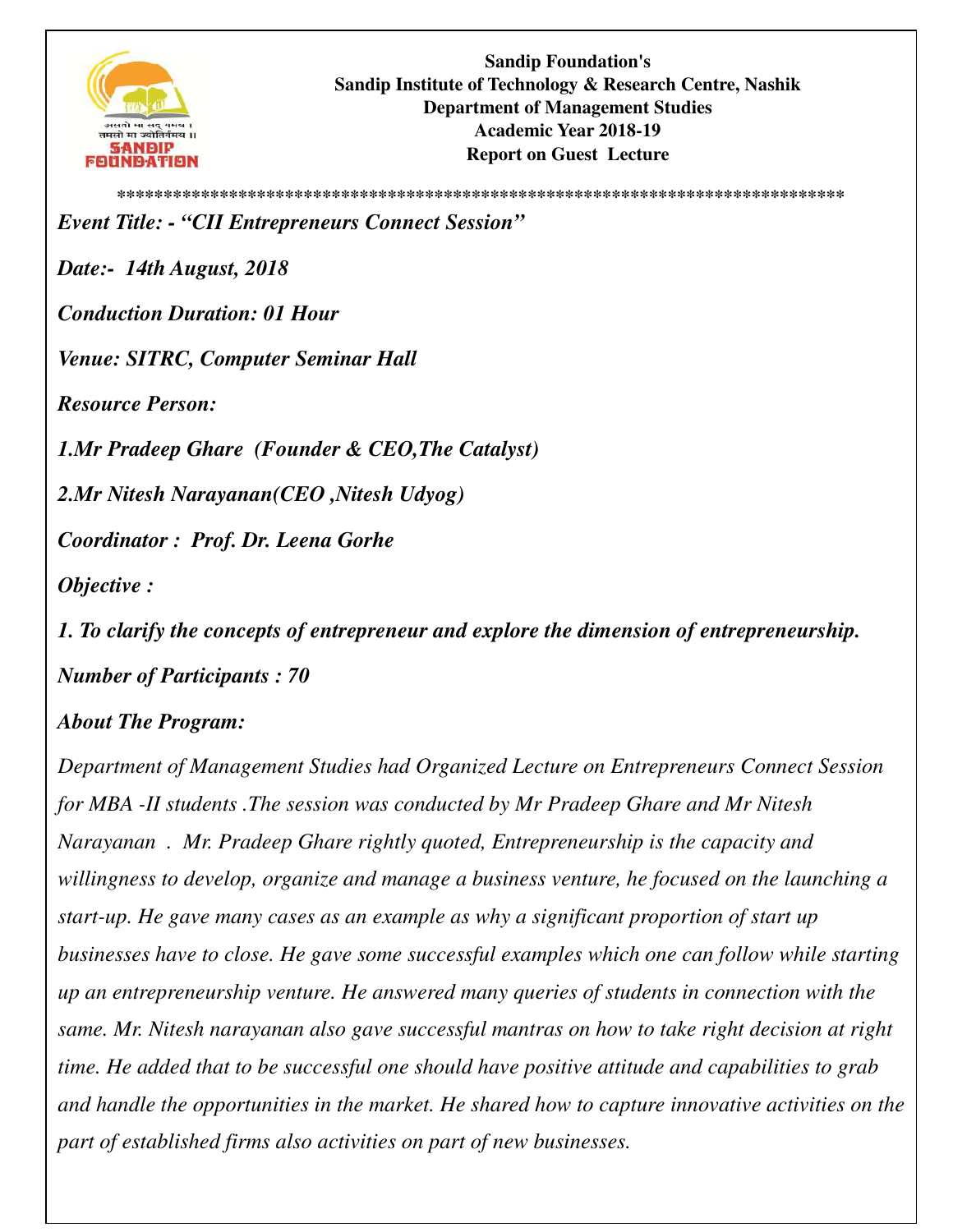**Sandip Foundation's**
**Sandip Institute of Technology & Research Centre, Nashik**
**Department of Management Studies**
**Academic Year 2018-19**
**Report on Guest Lecture**

*******************************************************************************

***Event Title: - "CII Entrepreneurs Connect Session"***

***Date:- 14th August, 2018***

***Conduction Duration: 01 Hour***

***Venue: SITRC, Computer Seminar Hall***

***Resource Person:***

***1.Mr Pradeep Ghare (Founder & CEO,The Catalyst)***

***2.Mr Nitesh Narayanan(CEO ,Nitesh Udyog)***

***Coordinator : Prof. Dr. Leena Gorhe***

***Objective :***

***1. To clarify the concepts of entrepreneur and explore the dimension of entrepreneurship.***

***Number of Participants : 70***

***About The Program:***

*Department of Management Studies had Organized Lecture on Entrepreneurs Connect Session for MBA -II students .The session was conducted by Mr Pradeep Ghare and Mr Nitesh Narayanan . Mr. Pradeep Ghare rightly quoted, Entrepreneurship is the capacity and willingness to develop, organize and manage a business venture, he focused on the launching a start-up. He gave many cases as an example as why a significant proportion of start up businesses have to close. He gave some successful examples which one can follow while starting up an entrepreneurship venture. He answered many queries of students in connection with the same. Mr. Nitesh narayanan also gave successful mantras on how to take right decision at right time. He added that to be successful one should have positive attitude and capabilities to grab and handle the opportunities in the market. He shared how to capture innovative activities on the part of established firms also activities on part of new businesses.*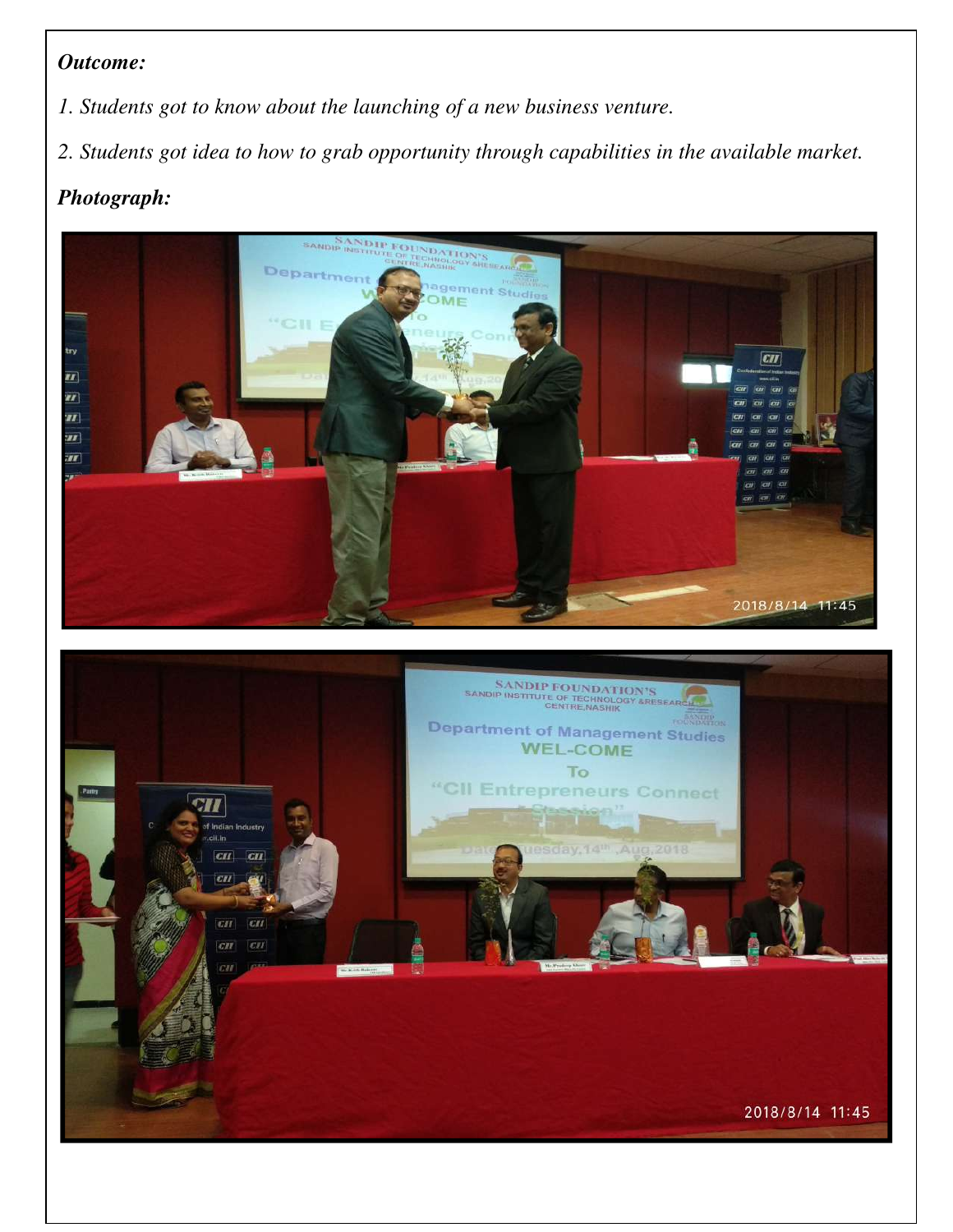***Outcome:***

*1. Students got to know about the launching of a new business venture.*

*2. Students got idea to how to grab opportunity through capabilities in the available market.*

***Photograph:***